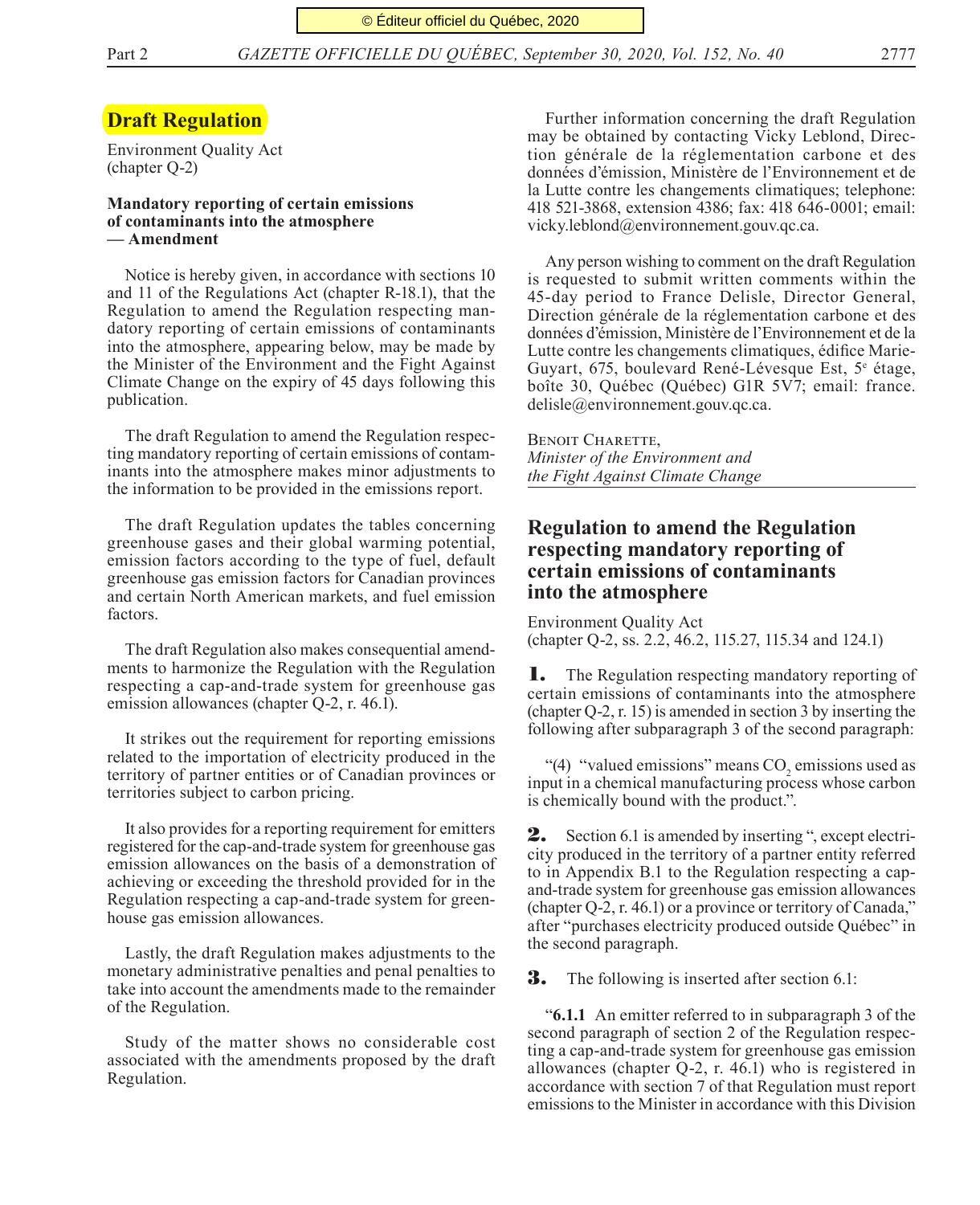## Draft Regulation

Environment Quality Act
(chapter Q-2)

**Mandatory reporting of certain emissions of contaminants into the atmosphere — Amendment**

Notice is hereby given, in accordance with sections 10 and 11 of the Regulations Act (chapter R-18.1), that the Regulation to amend the Regulation respecting mandatory reporting of certain emissions of contaminants into the atmosphere, appearing below, may be made by the Minister of the Environment and the Fight Against Climate Change on the expiry of 45 days following this publication.

The draft Regulation to amend the Regulation respecting mandatory reporting of certain emissions of contaminants into the atmosphere makes minor adjustments to the information to be provided in the emissions report.

The draft Regulation updates the tables concerning greenhouse gases and their global warming potential, emission factors according to the type of fuel, default greenhouse gas emission factors for Canadian provinces and certain North American markets, and fuel emission factors.

The draft Regulation also makes consequential amendments to harmonize the Regulation with the Regulation respecting a cap-and-trade system for greenhouse gas emission allowances (chapter Q-2, r. 46.1).

It strikes out the requirement for reporting emissions related to the importation of electricity produced in the territory of partner entities or of Canadian provinces or territories subject to carbon pricing.

It also provides for a reporting requirement for emitters registered for the cap-and-trade system for greenhouse gas emission allowances on the basis of a demonstration of achieving or exceeding the threshold provided for in the Regulation respecting a cap-and-trade system for greenhouse gas emission allowances.

Lastly, the draft Regulation makes adjustments to the monetary administrative penalties and penal penalties to take into account the amendments made to the remainder of the Regulation.

Study of the matter shows no considerable cost associated with the amendments proposed by the draft Regulation.

Further information concerning the draft Regulation may be obtained by contacting Vicky Leblond, Direction générale de la réglementation carbone et des données d'émission, Ministère de l'Environnement et de la Lutte contre les changements climatiques; telephone: 418 521-3868, extension 4386; fax: 418 646-0001; email: vicky.leblond@environnement.gouv.qc.ca.

Any person wishing to comment on the draft Regulation is requested to submit written comments within the 45-day period to France Delisle, Director General, Direction générale de la réglementation carbone et des données d'émission, Ministère de l'Environnement et de la Lutte contre les changements climatiques, édifice Marie-Guyart, 675, boulevard René-Lévesque Est, 5e étage, boîte 30, Québec (Québec) G1R 5V7; email: france.delisle@environnement.gouv.qc.ca.

Benoit Charette,
*Minister of the Environment and the Fight Against Climate Change*

## Regulation to amend the Regulation respecting mandatory reporting of certain emissions of contaminants into the atmosphere

Environment Quality Act
(chapter Q-2, ss. 2.2, 46.2, 115.27, 115.34 and 124.1)

**1.** The Regulation respecting mandatory reporting of certain emissions of contaminants into the atmosphere (chapter Q-2, r. 15) is amended in section 3 by inserting the following after subparagraph 3 of the second paragraph:

"(4) "valued emissions" means $CO_2$ emissions used as input in a chemical manufacturing process whose carbon is chemically bound with the product.".

**2.** Section 6.1 is amended by inserting ", except electricity produced in the territory of a partner entity referred to in Appendix B.1 to the Regulation respecting a cap-and-trade system for greenhouse gas emission allowances (chapter Q-2, r. 46.1) or a province or territory of Canada," after "purchases electricity produced outside Québec" in the second paragraph.

**3.** The following is inserted after section 6.1:

"**6.1.1** An emitter referred to in subparagraph 3 of the second paragraph of section 2 of the Regulation respecting a cap-and-trade system for greenhouse gas emission allowances (chapter Q-2, r. 46.1) who is registered in accordance with section 7 of that Regulation must report emissions to the Minister in accordance with this Division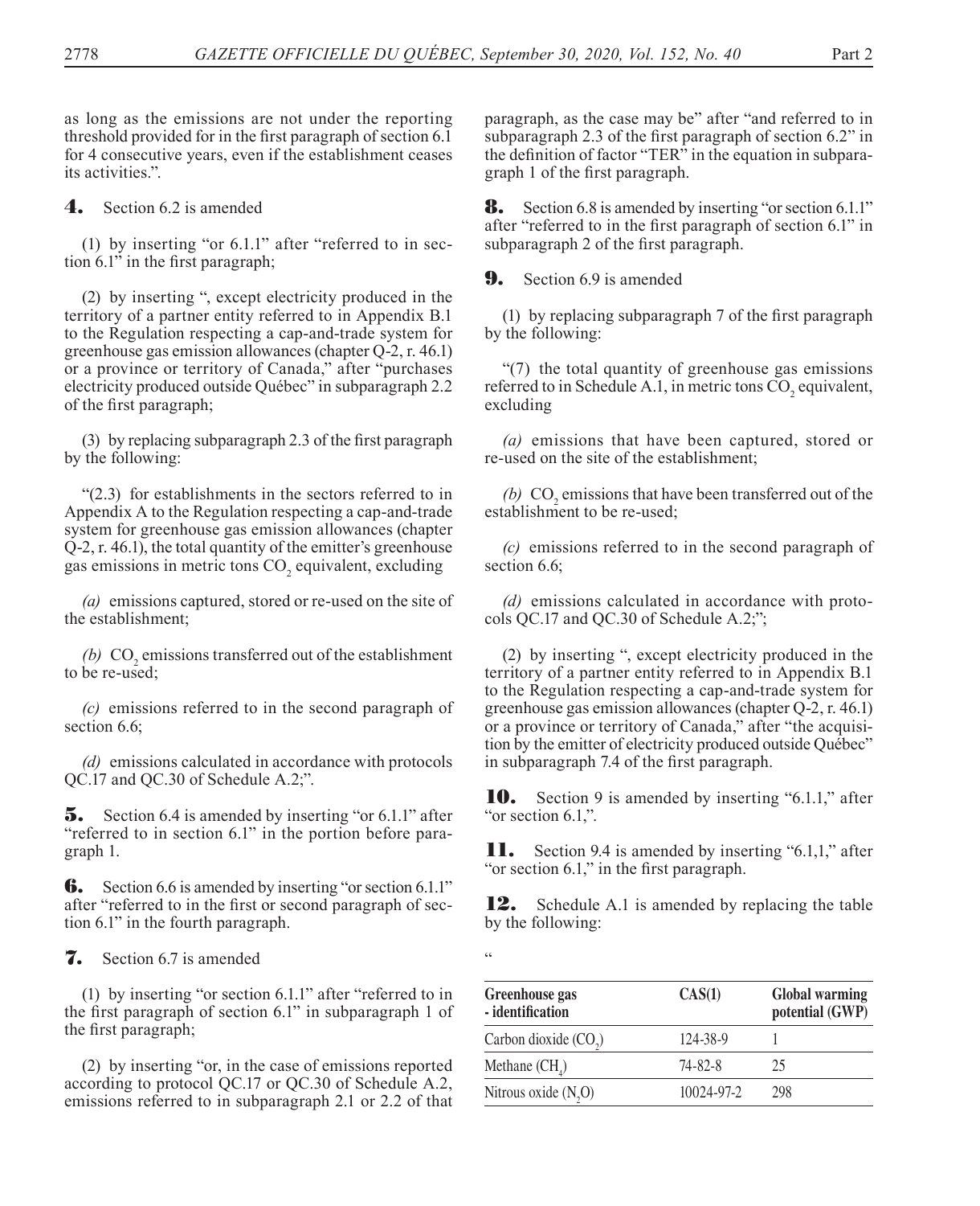as long as the emissions are not under the reporting threshold provided for in the first paragraph of section 6.1 for 4 consecutive years, even if the establishment ceases its activities.".

**4.** Section 6.2 is amended

(1) by inserting "or 6.1.1" after "referred to in section 6.1" in the first paragraph;

(2) by inserting ", except electricity produced in the territory of a partner entity referred to in Appendix B.1 to the Regulation respecting a cap-and-trade system for greenhouse gas emission allowances (chapter Q-2, r. 46.1) or a province or territory of Canada," after "purchases electricity produced outside Québec" in subparagraph 2.2 of the first paragraph;

(3) by replacing subparagraph 2.3 of the first paragraph by the following:

"(2.3) for establishments in the sectors referred to in Appendix A to the Regulation respecting a cap-and-trade system for greenhouse gas emission allowances (chapter Q-2, r. 46.1), the total quantity of the emitter's greenhouse gas emissions in metric tons $CO_2$ equivalent, excluding

*(a)* emissions captured, stored or re-used on the site of the establishment;

*(b)* $CO_2$ emissions transferred out of the establishment to be re-used;

*(c)* emissions referred to in the second paragraph of section 6.6;

*(d)* emissions calculated in accordance with protocols QC.17 and QC.30 of Schedule A.2;".

**5.** Section 6.4 is amended by inserting "or 6.1.1" after "referred to in section 6.1" in the portion before paragraph 1.

**6.** Section 6.6 is amended by inserting "or section 6.1.1" after "referred to in the first or second paragraph of section 6.1" in the fourth paragraph.

**7.** Section 6.7 is amended

(1) by inserting "or section 6.1.1" after "referred to in the first paragraph of section 6.1" in subparagraph 1 of the first paragraph;

(2) by inserting "or, in the case of emissions reported according to protocol QC.17 or QC.30 of Schedule A.2, emissions referred to in subparagraph 2.1 or 2.2 of that paragraph, as the case may be" after "and referred to in subparagraph 2.3 of the first paragraph of section 6.2" in the definition of factor "TER" in the equation in subparagraph 1 of the first paragraph.

**8.** Section 6.8 is amended by inserting "or section 6.1.1" after "referred to in the first paragraph of section 6.1" in subparagraph 2 of the first paragraph.

**9.** Section 6.9 is amended

(1) by replacing subparagraph 7 of the first paragraph by the following:

"(7) the total quantity of greenhouse gas emissions referred to in Schedule A.1, in metric tons $CO_2$ equivalent, excluding

*(a)* emissions that have been captured, stored or re-used on the site of the establishment;

*(b)* $CO_2$ emissions that have been transferred out of the establishment to be re-used;

*(c)* emissions referred to in the second paragraph of section 6.6;

*(d)* emissions calculated in accordance with protocols QC.17 and QC.30 of Schedule A.2;";

(2) by inserting ", except electricity produced in the territory of a partner entity referred to in Appendix B.1 to the Regulation respecting a cap-and-trade system for greenhouse gas emission allowances (chapter Q-2, r. 46.1) or a province or territory of Canada," after "the acquisition by the emitter of electricity produced outside Québec" in subparagraph 7.4 of the first paragraph.

**10.** Section 9 is amended by inserting "6.1.1," after "or section 6.1,".

**11.** Section 9.4 is amended by inserting "6.1,1," after "or section 6.1," in the first paragraph.

**12.** Schedule A.1 is amended by replacing the table by the following:

"

| Greenhouse gas - identification | CAS(1) | Global warming potential (GWP) |
|---|---|---|
| Carbon dioxide ($CO_2$) | 124-38-9 | 1 |
| Methane ($CH_4$) | 74-82-8 | 25 |
| Nitrous oxide ($N_2O$) | 10024-97-2 | 298 |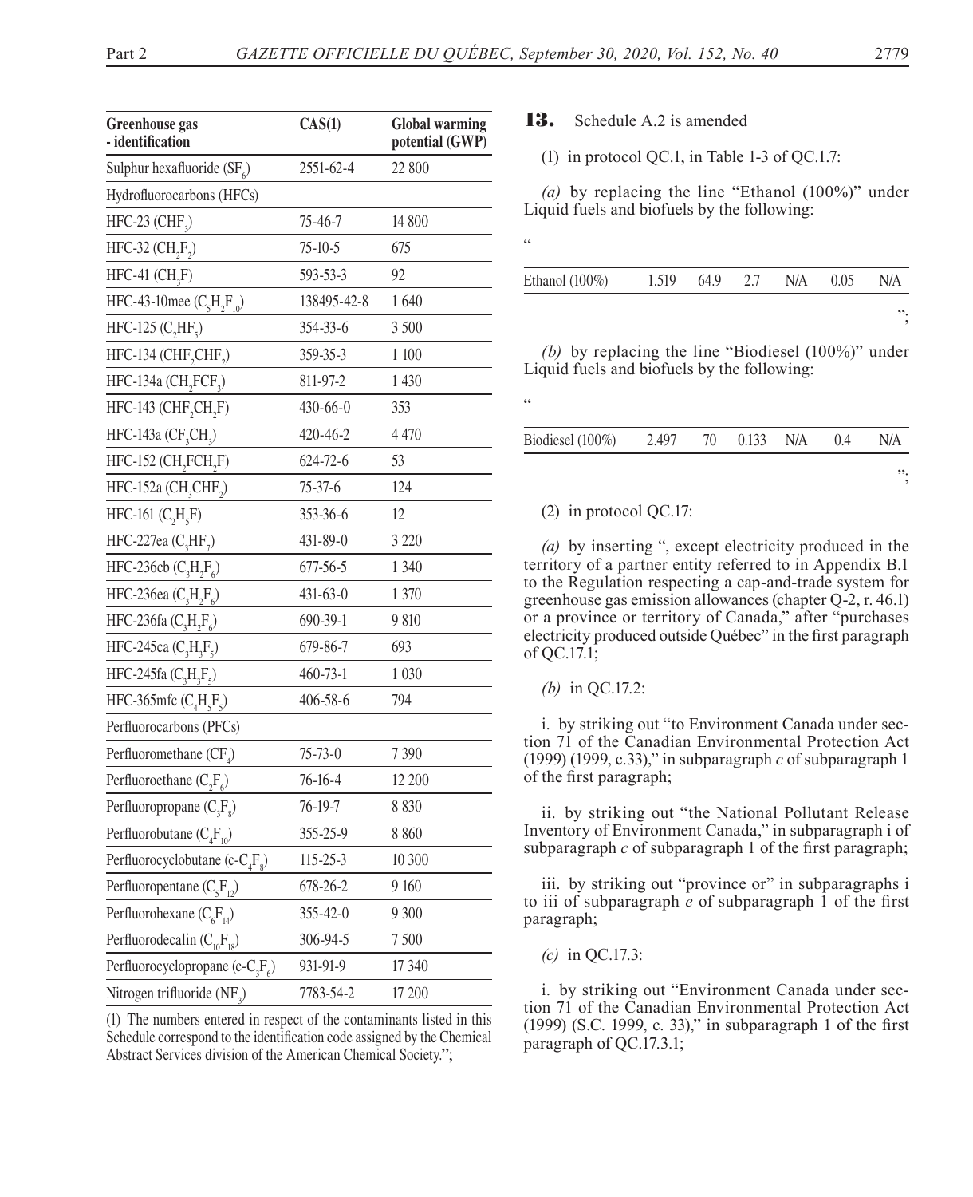| Greenhouse gas - identification | CAS(1) | Global warming potential (GWP) |
|---|---|---|
| Sulphur hexafluoride ($SF_6$) | 2551-62-4 | 22 800 |
| Hydrofluorocarbons (HFCs) | | |
| HFC-23 ($CHF_3$) | 75-46-7 | 14 800 |
| HFC-32 ($CH_2F_2$) | 75-10-5 | 675 |
| HFC-41 ($CH_3F$) | 593-53-3 | 92 |
| HFC-43-10mee ($C_5H_2F_{10}$) | 138495-42-8 | 1 640 |
| HFC-125 ($C_2HF_5$) | 354-33-6 | 3 500 |
| HFC-134 ($CHF_2CHF_2$) | 359-35-3 | 1 100 |
| HFC-134a ($CH_2FCF_3$) | 811-97-2 | 1 430 |
| HFC-143 ($CHF_2CH_2F$) | 430-66-0 | 353 |
| HFC-143a ($CF_3CH_3$) | 420-46-2 | 4 470 |
| HFC-152 ($CH_2FCH_2F$) | 624-72-6 | 53 |
| HFC-152a ($CH_3CHF_2$) | 75-37-6 | 124 |
| HFC-161 ($C_2H_5F$) | 353-36-6 | 12 |
| HFC-227ea ($C_3HF_7$) | 431-89-0 | 3 220 |
| HFC-236cb ($C_3H_2F_6$) | 677-56-5 | 1 340 |
| HFC-236ea ($C_3H_2F_6$) | 431-63-0 | 1 370 |
| HFC-236fa ($C_3H_2F_6$) | 690-39-1 | 9 810 |
| HFC-245ca ($C_3H_3F_5$) | 679-86-7 | 693 |
| HFC-245fa ($C_3H_3F_5$) | 460-73-1 | 1 030 |
| HFC-365mfc ($C_4H_5F_5$) | 406-58-6 | 794 |
| Perfluorocarbons (PFCs) | | |
| Perfluoromethane ($CF_4$) | 75-73-0 | 7 390 |
| Perfluoroethane ($C_2F_6$) | 76-16-4 | 12 200 |
| Perfluoropropane ($C_3F_8$) | 76-19-7 | 8 830 |
| Perfluorobutane ($C_4F_{10}$) | 355-25-9 | 8 860 |
| Perfluorocyclobutane (c-$C_4F_8$) | 115-25-3 | 10 300 |
| Perfluoropentane ($C_5F_{12}$) | 678-26-2 | 9 160 |
| Perfluorohexane ($C_6F_{14}$) | 355-42-0 | 9 300 |
| Perfluorodecalin ($C_{10}F_{18}$) | 306-94-5 | 7 500 |
| Perfluorocyclopropane (c-$C_3F_6$) | 931-91-9 | 17 340 |
| Nitrogen trifluoride ($NF_3$) | 7783-54-2 | 17 200 |

(1) The numbers entered in respect of the contaminants listed in this Schedule correspond to the identification code assigned by the Chemical Abstract Services division of the American Chemical Society.";

**13.** Schedule A.2 is amended

(1) in protocol QC.1, in Table 1-3 of QC.1.7:

*(a)* by replacing the line "Ethanol (100%)" under Liquid fuels and biofuels by the following:

"

| Ethanol (100%) | 1.519 | 64.9 | 2.7 | N/A | 0.05 | N/A |
|---|---|---|---|---|---|---|

";

*(b)* by replacing the line "Biodiesel (100%)" under Liquid fuels and biofuels by the following:

"

| Biodiesel (100%) | 2.497 | 70 | 0.133 | N/A | 0.4 | N/A |
|---|---|---|---|---|---|---|

";

(2) in protocol QC.17:

*(a)* by inserting ", except electricity produced in the territory of a partner entity referred to in Appendix B.1 to the Regulation respecting a cap-and-trade system for greenhouse gas emission allowances (chapter Q-2, r. 46.1) or a province or territory of Canada," after "purchases electricity produced outside Québec" in the first paragraph of QC.17.1;

*(b)* in QC.17.2:

i. by striking out "to Environment Canada under section 71 of the Canadian Environmental Protection Act (1999) (1999, c.33)," in subparagraph *c* of subparagraph 1 of the first paragraph;

ii. by striking out "the National Pollutant Release Inventory of Environment Canada," in subparagraph i of subparagraph *c* of subparagraph 1 of the first paragraph;

iii. by striking out "province or" in subparagraphs i to iii of subparagraph *e* of subparagraph 1 of the first paragraph;

*(c)* in QC.17.3:

i. by striking out "Environment Canada under section 71 of the Canadian Environmental Protection Act (1999) (S.C. 1999, c. 33)," in subparagraph 1 of the first paragraph of QC.17.3.1;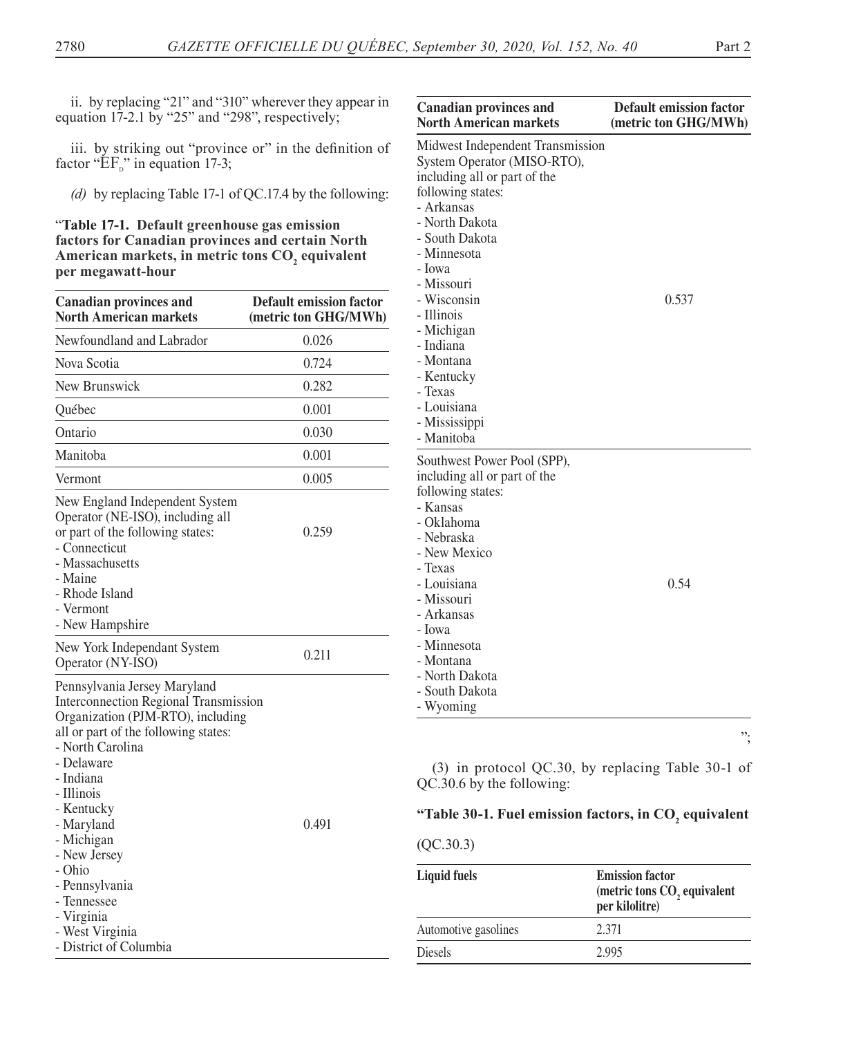ii. by replacing "21" and "310" wherever they appear in equation 17-2.1 by "25" and "298", respectively;

iii. by striking out "province or" in the definition of factor "$EF_D$" in equation 17-3;

*(d)* by replacing Table 17-1 of QC.17.4 by the following:

"**Table 17-1. Default greenhouse gas emission factors for Canadian provinces and certain North American markets, in metric tons $CO_2$ equivalent per megawatt-hour**

| Canadian provinces and North American markets | Default emission factor (metric ton GHG/MWh) |
|---|---|
| Newfoundland and Labrador | 0.026 |
| Nova Scotia | 0.724 |
| New Brunswick | 0.282 |
| Québec | 0.001 |
| Ontario | 0.030 |
| Manitoba | 0.001 |
| Vermont | 0.005 |
| New England Independent System Operator (NE-ISO), including all or part of the following states: - Connecticut - Massachusetts - Maine - Rhode Island - Vermont - New Hampshire | 0.259 |
| New York Independant System Operator (NY-ISO) | 0.211 |
| Pennsylvania Jersey Maryland Interconnection Regional Transmission Organization (PJM-RTO), including all or part of the following states: - North Carolina - Delaware - Indiana - Illinois - Kentucky - Maryland - Michigan - New Jersey - Ohio - Pennsylvania - Tennessee - Virginia - West Virginia - District of Columbia | 0.491 |
| Midwest Independent Transmission System Operator (MISO-RTO), including all or part of the following states: - Arkansas - North Dakota - South Dakota - Minnesota - Iowa - Missouri - Wisconsin - Illinois - Michigan - Indiana - Montana - Kentucky - Texas - Louisiana - Mississippi - Manitoba | 0.537 |
| Southwest Power Pool (SPP), including all or part of the following states: - Kansas - Oklahoma - Nebraska - New Mexico - Texas - Louisiana - Missouri - Arkansas - Iowa - Minnesota - Montana - North Dakota - South Dakota - Wyoming | 0.54 |

";

(3) in protocol QC.30, by replacing Table 30-1 of QC.30.6 by the following:

"**Table 30-1. Fuel emission factors, in $CO_2$ equivalent**

(QC.30.3)

| Liquid fuels | Emission factor (metric tons $CO_2$ equivalent per kilolitre) |
|---|---|
| Automotive gasolines | 2.371 |
| Diesels | 2.995 |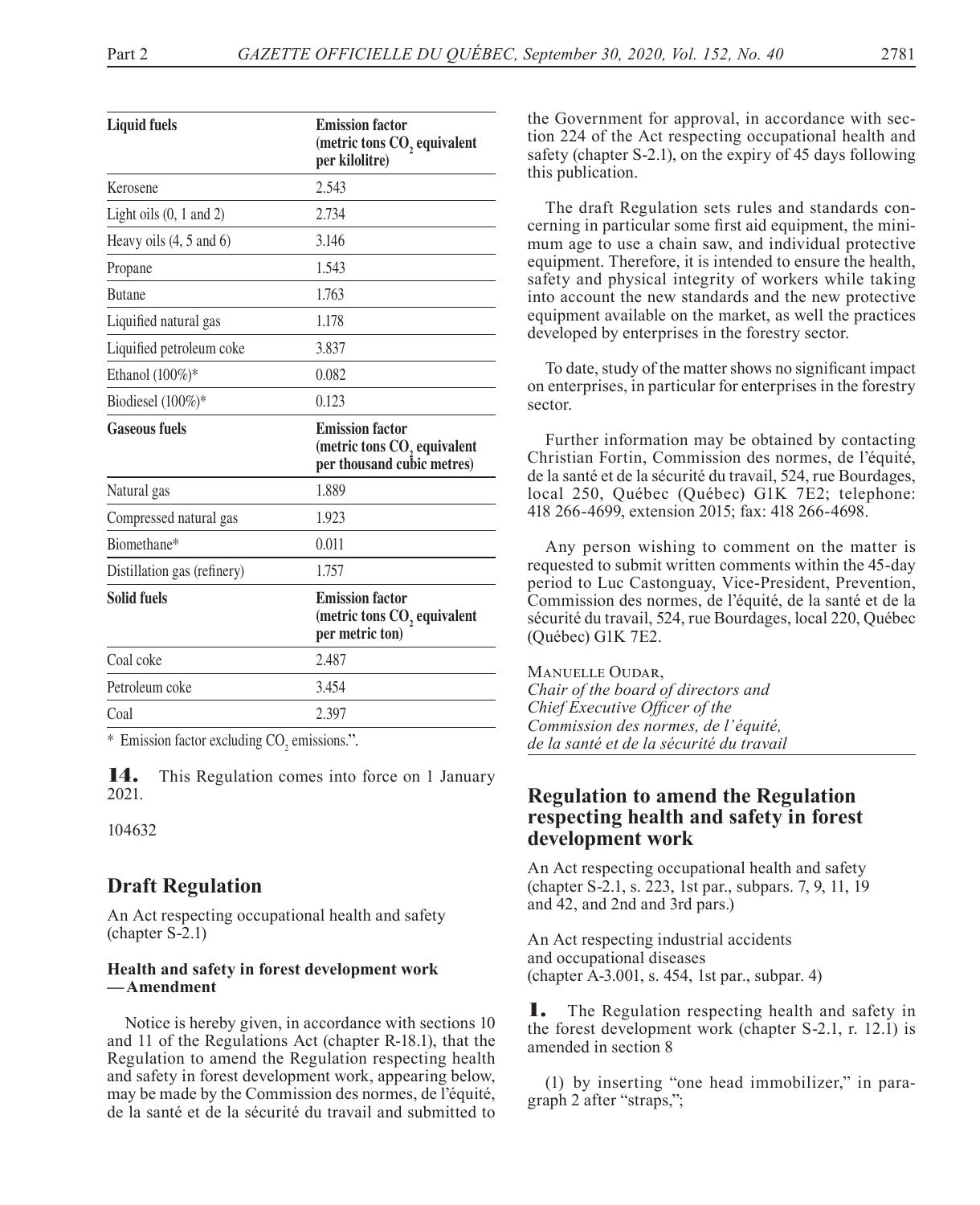| Liquid fuels | Emission factor (metric tons $CO_2$ equivalent per kilolitre) |
|---|---|
| Kerosene | 2.543 |
| Light oils (0, 1 and 2) | 2.734 |
| Heavy oils (4, 5 and 6) | 3.146 |
| Propane | 1.543 |
| Butane | 1.763 |
| Liquified natural gas | 1.178 |
| Liquified petroleum coke | 3.837 |
| Ethanol (100%)* | 0.082 |
| Biodiesel (100%)* | 0.123 |
| **Gaseous fuels** | **Emission factor (metric tons $CO_2$ equivalent per thousand cubic metres)** |
| Natural gas | 1.889 |
| Compressed natural gas | 1.923 |
| Biomethane* | 0.011 |
| Distillation gas (refinery) | 1.757 |
| **Solid fuels** | **Emission factor (metric tons $CO_2$ equivalent per metric ton)** |
| Coal coke | 2.487 |
| Petroleum coke | 3.454 |
| Coal | 2.397 |

* Emission factor excluding $CO_2$ emissions.".

**14.** This Regulation comes into force on 1 January 2021.

104632

## Draft Regulation

An Act respecting occupational health and safety (chapter S-2.1)

### Health and safety in forest development work —Amendment

Notice is hereby given, in accordance with sections 10 and 11 of the Regulations Act (chapter R-18.1), that the Regulation to amend the Regulation respecting health and safety in forest development work, appearing below, may be made by the Commission des normes, de l'équité, de la santé et de la sécurité du travail and submitted to the Government for approval, in accordance with section 224 of the Act respecting occupational health and safety (chapter S-2.1), on the expiry of 45 days following this publication.

The draft Regulation sets rules and standards concerning in particular some first aid equipment, the minimum age to use a chain saw, and individual protective equipment. Therefore, it is intended to ensure the health, safety and physical integrity of workers while taking into account the new standards and the new protective equipment available on the market, as well the practices developed by enterprises in the forestry sector.

To date, study of the matter shows no significant impact on enterprises, in particular for enterprises in the forestry sector.

Further information may be obtained by contacting Christian Fortin, Commission des normes, de l'équité, de la santé et de la sécurité du travail, 524, rue Bourdages, local 250, Québec (Québec) G1K 7E2; telephone: 418 266-4699, extension 2015; fax: 418 266-4698.

Any person wishing to comment on the matter is requested to submit written comments within the 45-day period to Luc Castonguay, Vice-President, Prevention, Commission des normes, de l'équité, de la santé et de la sécurité du travail, 524, rue Bourdages, local 220, Québec (Québec) G1K 7E2.

Manuelle Oudar,
*Chair of the board of directors and Chief Executive Officer of the Commission des normes, de l'équité, de la santé et de la sécurité du travail*

## Regulation to amend the Regulation respecting health and safety in forest development work

An Act respecting occupational health and safety (chapter S-2.1, s. 223, 1st par., subpars. 7, 9, 11, 19 and 42, and 2nd and 3rd pars.)

An Act respecting industrial accidents and occupational diseases (chapter A-3.001, s. 454, 1st par., subpar. 4)

**1.** The Regulation respecting health and safety in the forest development work (chapter S-2.1, r. 12.1) is amended in section 8

(1) by inserting "one head immobilizer," in paragraph 2 after "straps,";